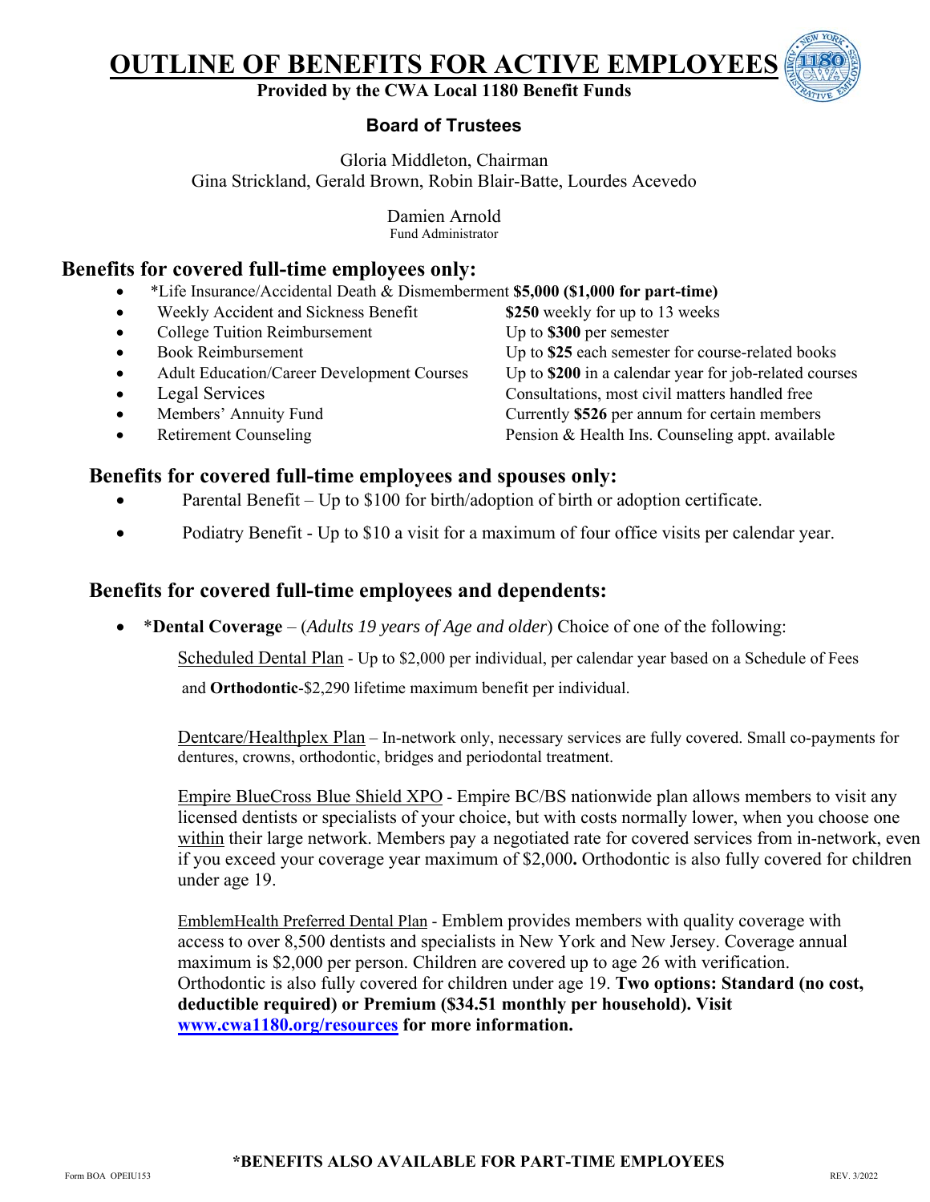# OUTLINE OF BENEFITS FOR ACTIVE EMPLOYEES

**Provided by the CWA Local 1180 Benefit Funds**

### Board of Trustees

Gloria Middleton, Chairman
Gina Strickland, Gerald Brown, Robin Blair-Batte, Lourdes Acevedo

Damien Arnold
Fund Administrator

## Benefits for covered full-time employees only:

- *Life Insurance/Accidental Death & Dismemberment **$5,000 ($1,000 for part-time)**
- Weekly Accident and Sickness Benefit — **$250** weekly for up to 13 weeks
- College Tuition Reimbursement — Up to **$300** per semester
- Book Reimbursement — Up to **$25** each semester for course-related books
- Adult Education/Career Development Courses — Up to **$200** in a calendar year for job-related courses
- Legal Services — Consultations, most civil matters handled free
- Members' Annuity Fund — Currently **$526** per annum for certain members
- Retirement Counseling — Pension & Health Ins. Counseling appt. available

## Benefits for covered full-time employees and spouses only:

- Parental Benefit – Up to $100 for birth/adoption of birth or adoption certificate.
- Podiatry Benefit - Up to $10 a visit for a maximum of four office visits per calendar year.

## Benefits for covered full-time employees and dependents:

- ***Dental Coverage** – (*Adults 19 years of Age and older*) Choice of one of the following:

  Scheduled Dental Plan - Up to $2,000 per individual, per calendar year based on a Schedule of Fees and **Orthodontic**-$2,290 lifetime maximum benefit per individual.

  Dentcare/Healthplex Plan – In-network only, necessary services are fully covered. Small co-payments for dentures, crowns, orthodontic, bridges and periodontal treatment.

  Empire BlueCross Blue Shield XPO - Empire BC/BS nationwide plan allows members to visit any licensed dentists or specialists of your choice, but with costs normally lower, when you choose one within their large network. Members pay a negotiated rate for covered services from in-network, even if you exceed your coverage year maximum of $2,000**.** Orthodontic is also fully covered for children under age 19.

  EmblemHealth Preferred Dental Plan - Emblem provides members with quality coverage with access to over 8,500 dentists and specialists in New York and New Jersey. Coverage annual maximum is $2,000 per person. Children are covered up to age 26 with verification. Orthodontic is also fully covered for children under age 19. **Two options: Standard (no cost, deductible required) or Premium ($34.51 monthly per household). Visit [www.cwa1180.org/resources](www.cwa1180.org/resources) for more information.**

***BENEFITS ALSO AVAILABLE FOR PART-TIME EMPLOYEES**

Form BOA OPEIU153 REV. 3/2022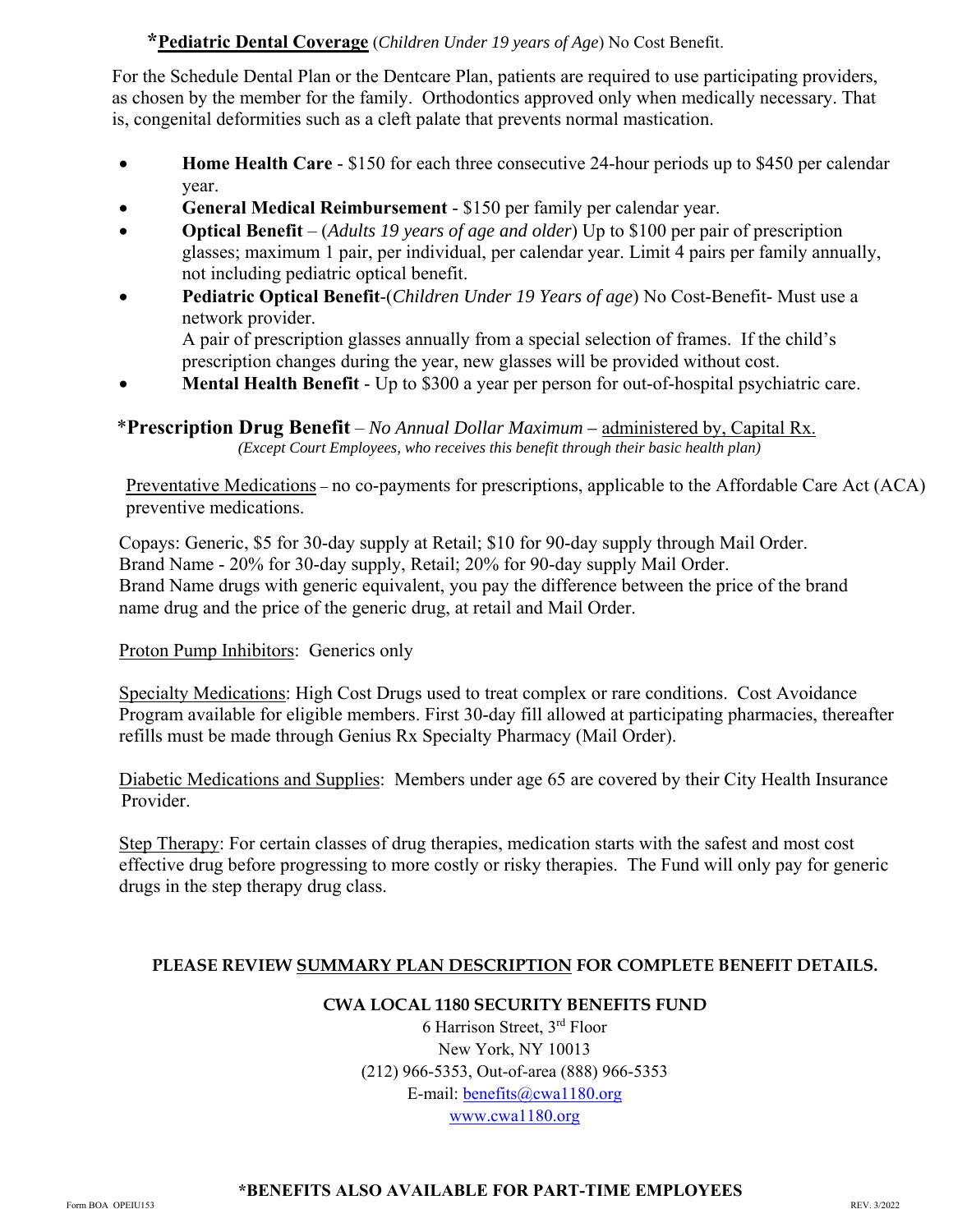***Pediatric Dental Coverage** (*Children Under 19 years of Age*) No Cost Benefit.

For the Schedule Dental Plan or the Dentcare Plan, patients are required to use participating providers, as chosen by the member for the family. Orthodontics approved only when medically necessary. That is, congenital deformities such as a cleft palate that prevents normal mastication.

- **Home Health Care** - $150 for each three consecutive 24-hour periods up to $450 per calendar year.
- **General Medical Reimbursement** - $150 per family per calendar year.
- **Optical Benefit** – (*Adults 19 years of age and older*) Up to $100 per pair of prescription glasses; maximum 1 pair, per individual, per calendar year. Limit 4 pairs per family annually, not including pediatric optical benefit.
- **Pediatric Optical Benefit**-(*Children Under 19 Years of age*) No Cost-Benefit- Must use a network provider.
  A pair of prescription glasses annually from a special selection of frames. If the child's prescription changes during the year, new glasses will be provided without cost.
- **Mental Health Benefit** - Up to $300 a year per person for out-of-hospital psychiatric care.

*__Prescription Drug Benefit__ – *No Annual Dollar Maximum* – administered by, Capital Rx.
*(Except Court Employees, who receives this benefit through their basic health plan)*

Preventative Medications – no co-payments for prescriptions, applicable to the Affordable Care Act (ACA) preventive medications.

Copays: Generic, $5 for 30-day supply at Retail; $10 for 90-day supply through Mail Order.
Brand Name - 20% for 30-day supply, Retail; 20% for 90-day supply Mail Order.
Brand Name drugs with generic equivalent, you pay the difference between the price of the brand name drug and the price of the generic drug, at retail and Mail Order.

Proton Pump Inhibitors: Generics only

Specialty Medications: High Cost Drugs used to treat complex or rare conditions. Cost Avoidance Program available for eligible members. First 30-day fill allowed at participating pharmacies, thereafter refills must be made through Genius Rx Specialty Pharmacy (Mail Order).

Diabetic Medications and Supplies: Members under age 65 are covered by their City Health Insurance Provider.

Step Therapy: For certain classes of drug therapies, medication starts with the safest and most cost effective drug before progressing to more costly or risky therapies. The Fund will only pay for generic drugs in the step therapy drug class.

**PLEASE REVIEW SUMMARY PLAN DESCRIPTION FOR COMPLETE BENEFIT DETAILS.**

**CWA LOCAL 1180 SECURITY BENEFITS FUND**
6 Harrison Street, 3rd Floor
New York, NY 10013
(212) 966-5353, Out-of-area (888) 966-5353
E-mail: benefits@cwa1180.org
www.cwa1180.org

***BENEFITS ALSO AVAILABLE FOR PART-TIME EMPLOYEES**

Form BOA OPEIU153 REV. 3/2022